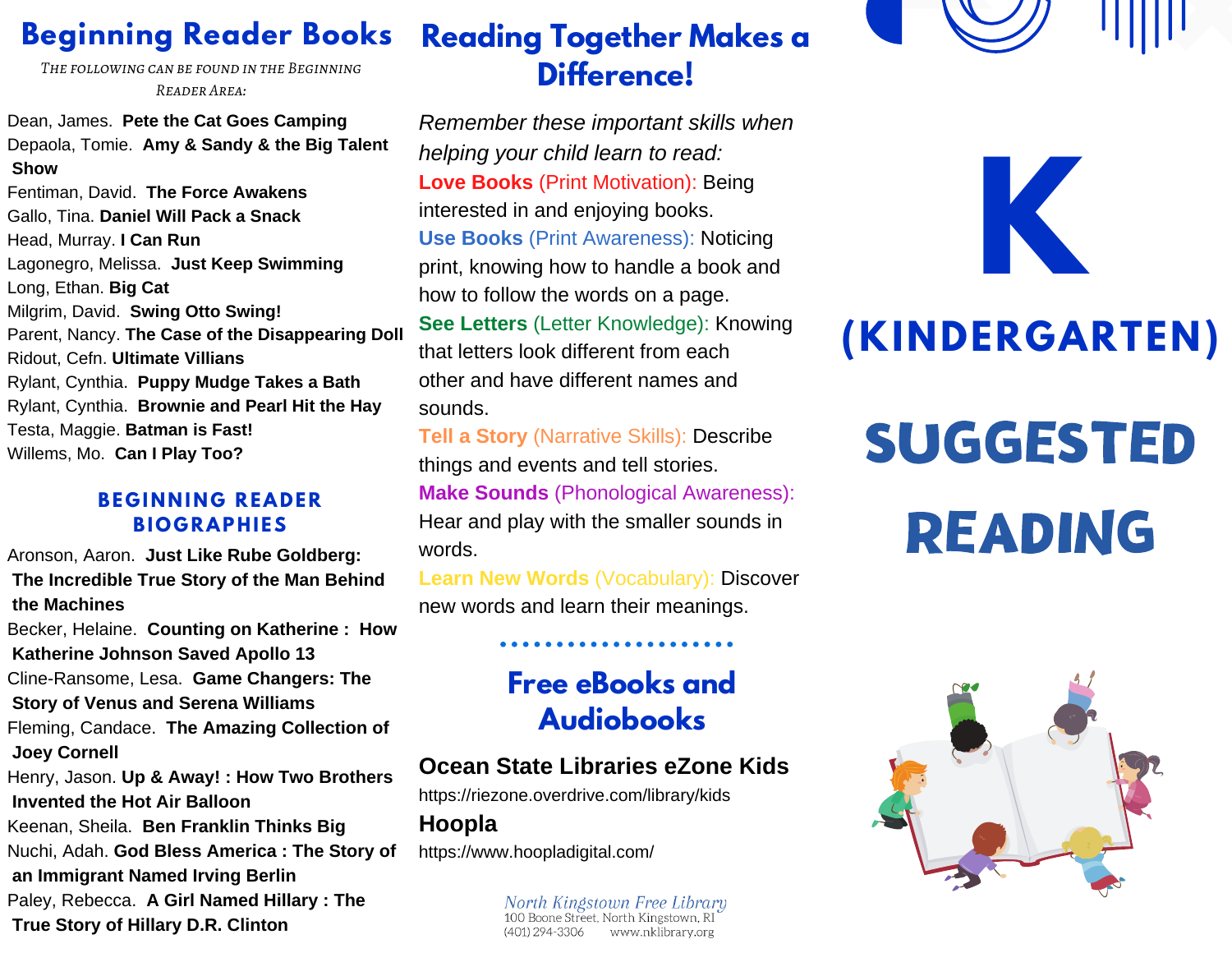## Beginning Reader Books

*The following can be found in the Beginning Reader Area:*

Dean, James. **Pete the Cat Goes Camping**
Depaola, Tomie. **Amy & Sandy & the Big Talent Show**
Fentiman, David. **The Force Awakens**
Gallo, Tina. **Daniel Will Pack a Snack**
Head, Murray. **I Can Run**
Lagonegro, Melissa. **Just Keep Swimming**
Long, Ethan. **Big Cat**
Milgrim, David. **Swing Otto Swing!**
Parent, Nancy. **The Case of the Disappearing Doll**
Ridout, Cefn. **Ultimate Villians**
Rylant, Cynthia. **Puppy Mudge Takes a Bath**
Rylant, Cynthia. **Brownie and Pearl Hit the Hay**
Testa, Maggie. **Batman is Fast!**
Willems, Mo. **Can I Play Too?**

### Beginning Reader Biographies

Aronson, Aaron. **Just Like Rube Goldberg: The Incredible True Story of the Man Behind the Machines**
Becker, Helaine. **Counting on Katherine : How Katherine Johnson Saved Apollo 13**
Cline-Ransome, Lesa. **Game Changers: The Story of Venus and Serena Williams**
Fleming, Candace. **The Amazing Collection of Joey Cornell**
Henry, Jason. **Up & Away! : How Two Brothers Invented the Hot Air Balloon**
Keenan, Sheila. **Ben Franklin Thinks Big**
Nuchi, Adah. **God Bless America : The Story of an Immigrant Named Irving Berlin**
Paley, Rebecca. **A Girl Named Hillary : The True Story of Hillary D.R. Clinton**

## Reading Together Makes a Difference!

*Remember these important skills when helping your child learn to read:*

**Love Books** (Print Motivation): Being interested in and enjoying books.
**Use Books** (Print Awareness): Noticing print, knowing how to handle a book and how to follow the words on a page.
**See Letters** (Letter Knowledge): Knowing that letters look different from each other and have different names and sounds.
**Tell a Story** (Narrative Skills): Describe things and events and tell stories.
**Make Sounds** (Phonological Awareness): Hear and play with the smaller sounds in words.
**Learn New Words** (Vocabulary): Discover new words and learn their meanings.

## Free eBooks and Audiobooks

**Ocean State Libraries eZone Kids**
https://riezone.overdrive.com/library/kids

**Hoopla**
https://www.hoopladigital.com/

North Kingstown Free Library
100 Boone Street, North Kingstown, RI
(401) 294-3306 www.nklibrary.org

# K (KINDERGARTEN)

# SUGGESTED READING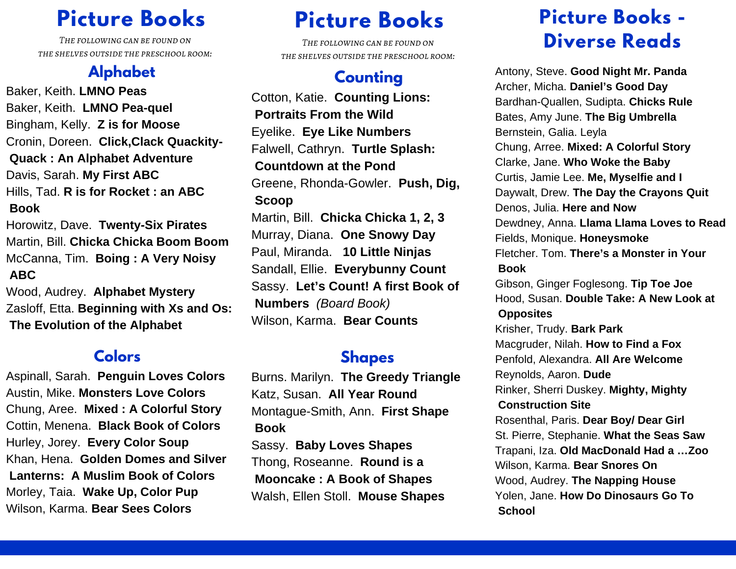# Picture Books

*The following can be found on the shelves outside the preschool room:*

## Alphabet

Baker, Keith. **LMNO Peas**
Baker, Keith. **LMNO Pea-quel**
Bingham, Kelly. **Z is for Moose**
Cronin, Doreen. **Click,Clack Quackity-Quack : An Alphabet Adventure**
Davis, Sarah. **My First ABC**
Hills, Tad. **R is for Rocket : an ABC Book**
Horowitz, Dave. **Twenty-Six Pirates**
Martin, Bill. **Chicka Chicka Boom Boom**
McCanna, Tim. **Boing : A Very Noisy ABC**
Wood, Audrey. **Alphabet Mystery**
Zasloff, Etta. **Beginning with Xs and Os: The Evolution of the Alphabet**

## Colors

Aspinall, Sarah. **Penguin Loves Colors**
Austin, Mike. **Monsters Love Colors**
Chung, Aree. **Mixed : A Colorful Story**
Cottin, Menena. **Black Book of Colors**
Hurley, Jorey. **Every Color Soup**
Khan, Hena. **Golden Domes and Silver Lanterns: A Muslim Book of Colors**
Morley, Taia. **Wake Up, Color Pup**
Wilson, Karma. **Bear Sees Colors**

# Picture Books

*The following can be found on the shelves outside the preschool room:*

## Counting

Cotton, Katie. **Counting Lions: Portraits From the Wild**
Eyelike. **Eye Like Numbers**
Falwell, Cathryn. **Turtle Splash: Countdown at the Pond**
Greene, Rhonda-Gowler. **Push, Dig, Scoop**
Martin, Bill. **Chicka Chicka 1, 2, 3**
Murray, Diana. **One Snowy Day**
Paul, Miranda. **10 Little Ninjas**
Sandall, Ellie. **Everybunny Count**
Sassy. **Let's Count! A first Book of Numbers** *(Board Book)*
Wilson, Karma. **Bear Counts**

## Shapes

Burns. Marilyn. **The Greedy Triangle**
Katz, Susan. **All Year Round**
Montague-Smith, Ann. **First Shape Book**
Sassy. **Baby Loves Shapes**
Thong, Roseanne. **Round is a Mooncake : A Book of Shapes**
Walsh, Ellen Stoll. **Mouse Shapes**

# Picture Books - Diverse Reads

Antony, Steve. **Good Night Mr. Panda**
Archer, Micha. **Daniel's Good Day**
Bardhan-Quallen, Sudipta. **Chicks Rule**
Bates, Amy June. **The Big Umbrella**
Bernstein, Galia. Leyla
Chung, Arree. **Mixed: A Colorful Story**
Clarke, Jane. **Who Woke the Baby**
Curtis, Jamie Lee. **Me, Myselfie and I**
Daywalt, Drew. **The Day the Crayons Quit**
Denos, Julia. **Here and Now**
Dewdney, Anna. **Llama Llama Loves to Read**
Fields, Monique. **Honeysmoke**
Fletcher. Tom. **There's a Monster in Your Book**
Gibson, Ginger Foglesong. **Tip Toe Joe**
Hood, Susan. **Double Take: A New Look at Opposites**
Krisher, Trudy. **Bark Park**
Macgruder, Nilah. **How to Find a Fox**
Penfold, Alexandra. **All Are Welcome**
Reynolds, Aaron. **Dude**
Rinker, Sherri Duskey. **Mighty, Mighty Construction Site**
Rosenthal, Paris. **Dear Boy/ Dear Girl**
St. Pierre, Stephanie. **What the Seas Saw**
Trapani, Iza. **Old MacDonald Had a …Zoo**
Wilson, Karma. **Bear Snores On**
Wood, Audrey. **The Napping House**
Yolen, Jane. **How Do Dinosaurs Go To School**